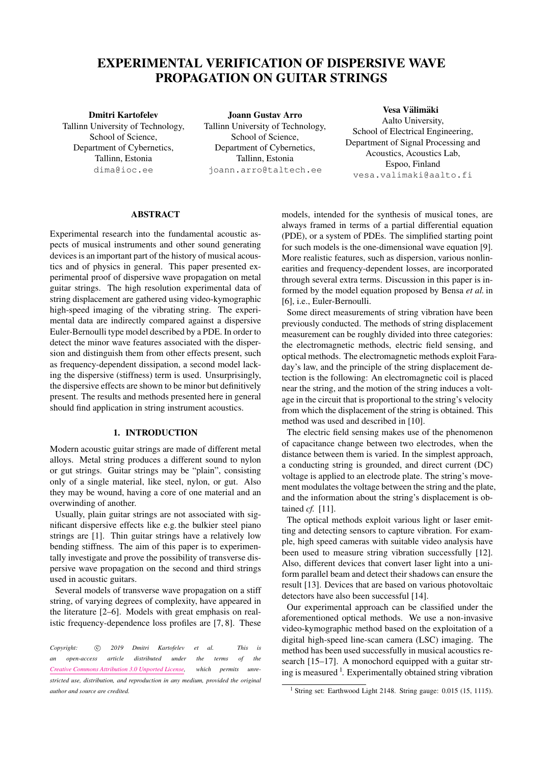# EXPERIMENTAL VERIFICATION OF DISPERSIVE WAVE PROPAGATION ON GUITAR STRINGS

**Dmitri Kartofelev**
Tallinn University of Technology,
School of Science,
Department of Cybernetics,
Tallinn, Estonia
dima@ioc.ee

**Joann Gustav Arro**
Tallinn University of Technology,
School of Science,
Department of Cybernetics,
Tallinn, Estonia
joann.arro@taltech.ee

**Vesa Välimäki**
Aalto University,
School of Electrical Engineering,
Department of Signal Processing and
Acoustics, Acoustics Lab,
Espoo, Finland
vesa.valimaki@aalto.fi

## ABSTRACT

Experimental research into the fundamental acoustic aspects of musical instruments and other sound generating devices is an important part of the history of musical acoustics and of physics in general. This paper presented experimental proof of dispersive wave propagation on metal guitar strings. The high resolution experimental data of string displacement are gathered using video-kymographic high-speed imaging of the vibrating string. The experimental data are indirectly compared against a dispersive Euler-Bernoulli type model described by a PDE. In order to detect the minor wave features associated with the dispersion and distinguish them from other effects present, such as frequency-dependent dissipation, a second model lacking the dispersive (stiffness) term is used. Unsurprisingly, the dispersive effects are shown to be minor but definitively present. The results and methods presented here in general should find application in string instrument acoustics.

## 1. INTRODUCTION

Modern acoustic guitar strings are made of different metal alloys. Metal string produces a different sound to nylon or gut strings. Guitar strings may be "plain", consisting only of a single material, like steel, nylon, or gut. Also they may be wound, having a core of one material and an overwinding of another.

Usually, plain guitar strings are not associated with significant dispersive effects like e.g. the bulkier steel piano strings are [1]. Thin guitar strings have a relatively low bending stiffness. The aim of this paper is to experimentally investigate and prove the possibility of transverse dispersive wave propagation on the second and third strings used in acoustic guitars.

Several models of transverse wave propagation on a stiff string, of varying degrees of complexity, have appeared in the literature [2–6]. Models with great emphasis on realistic frequency-dependence loss profiles are [7, 8]. These models, intended for the synthesis of musical tones, are always framed in terms of a partial differential equation (PDE), or a system of PDEs. The simplified starting point for such models is the one-dimensional wave equation [9]. More realistic features, such as dispersion, various nonlinearities and frequency-dependent losses, are incorporated through several extra terms. Discussion in this paper is informed by the model equation proposed by Bensa *et al.* in [6], i.e., Euler-Bernoulli.

Some direct measurements of string vibration have been previously conducted. The methods of string displacement measurement can be roughly divided into three categories: the electromagnetic methods, electric field sensing, and optical methods. The electromagnetic methods exploit Faraday's law, and the principle of the string displacement detection is the following: An electromagnetic coil is placed near the string, and the motion of the string induces a voltage in the circuit that is proportional to the string's velocity from which the displacement of the string is obtained. This method was used and described in [10].

The electric field sensing makes use of the phenomenon of capacitance change between two electrodes, when the distance between them is varied. In the simplest approach, a conducting string is grounded, and direct current (DC) voltage is applied to an electrode plate. The string's movement modulates the voltage between the string and the plate, and the information about the string's displacement is obtained *cf.* [11].

The optical methods exploit various light or laser emitting and detecting sensors to capture vibration. For example, high speed cameras with suitable video analysis have been used to measure string vibration successfully [12]. Also, different devices that convert laser light into a uniform parallel beam and detect their shadows can ensure the result [13]. Devices that are based on various photovoltaic detectors have also been successful [14].

Our experimental approach can be classified under the aforementioned optical methods. We use a non-invasive video-kymographic method based on the exploitation of a digital high-speed line-scan camera (LSC) imaging. The method has been used successfully in musical acoustics research [15–17]. A monochord equipped with a guitar string is measured [1]. Experimentally obtained string vibration

[1] String set: Earthwood Light 2148. String gauge: 0.015 (15, 1115).

*Copyright: © 2019 Dmitri Kartofelev et al. This is an open-access article distributed under the terms of the Creative Commons Attribution 3.0 Unported License, which permits unrestricted use, distribution, and reproduction in any medium, provided the original author and source are credited.*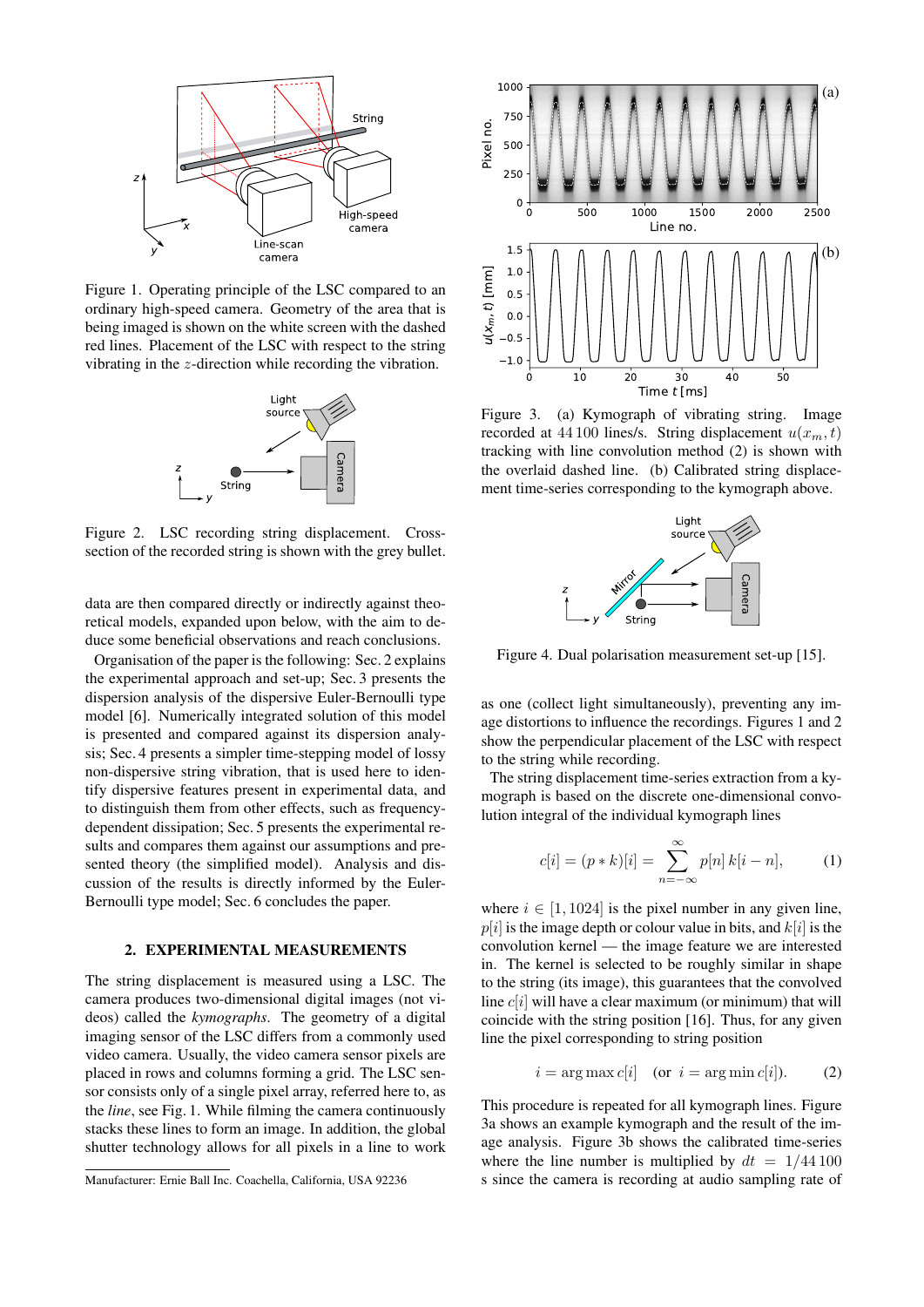Figure 1. Operating principle of the LSC compared to an ordinary high-speed camera. Geometry of the area that is being imaged is shown on the white screen with the dashed red lines. Placement of the LSC with respect to the string vibrating in the $z$-direction while recording the vibration.

Figure 2. LSC recording string displacement. Cross-section of the recorded string is shown with the grey bullet.

data are then compared directly or indirectly against theoretical models, expanded upon below, with the aim to deduce some beneficial observations and reach conclusions.

Organisation of the paper is the following: Sec. 2 explains the experimental approach and set-up; Sec. 3 presents the dispersion analysis of the dispersive Euler-Bernoulli type model [6]. Numerically integrated solution of this model is presented and compared against its dispersion analysis; Sec. 4 presents a simpler time-stepping model of lossy non-dispersive string vibration, that is used here to identify dispersive features present in experimental data, and to distinguish them from other effects, such as frequency-dependent dissipation; Sec. 5 presents the experimental results and compares them against our assumptions and presented theory (the simplified model). Analysis and discussion of the results is directly informed by the Euler-Bernoulli type model; Sec. 6 concludes the paper.

## 2. EXPERIMENTAL MEASUREMENTS

The string displacement is measured using a LSC. The camera produces two-dimensional digital images (not videos) called the *kymographs*. The geometry of a digital imaging sensor of the LSC differs from a commonly used video camera. Usually, the video camera sensor pixels are placed in rows and columns forming a grid. The LSC sensor consists only of a single pixel array, referred here to, as the *line*, see Fig. 1. While filming the camera continuously stacks these lines to form an image. In addition, the global shutter technology allows for all pixels in a line to work

Manufacturer: Ernie Ball Inc. Coachella, California, USA 92236

Figure 3. (a) Kymograph of vibrating string. Image recorded at 44 100 lines/s. String displacement $u(x_m, t)$ tracking with line convolution method (2) is shown with the overlaid dashed line. (b) Calibrated string displacement time-series corresponding to the kymograph above.

Figure 4. Dual polarisation measurement set-up [15].

as one (collect light simultaneously), preventing any image distortions to influence the recordings. Figures 1 and 2 show the perpendicular placement of the LSC with respect to the string while recording.

The string displacement time-series extraction from a kymograph is based on the discrete one-dimensional convolution integral of the individual kymograph lines

$$c[i] = (p * k)[i] = \sum_{n=-\infty}^{\infty} p[n]\, k[i-n], \tag{1}$$

where $i \in [1, 1024]$ is the pixel number in any given line, $p[i]$ is the image depth or colour value in bits, and $k[i]$ is the convolution kernel — the image feature we are interested in. The kernel is selected to be roughly similar in shape to the string (its image), this guarantees that the convolved line $c[i]$ will have a clear maximum (or minimum) that will coincide with the string position [16]. Thus, for any given line the pixel corresponding to string position

$$i = \arg\max c[i] \quad (\text{or } \; i = \arg\min c[i]). \tag{2}$$

This procedure is repeated for all kymograph lines. Figure 3a shows an example kymograph and the result of the image analysis. Figure 3b shows the calibrated time-series where the line number is multiplied by $dt = 1/44\,100$ s since the camera is recording at audio sampling rate of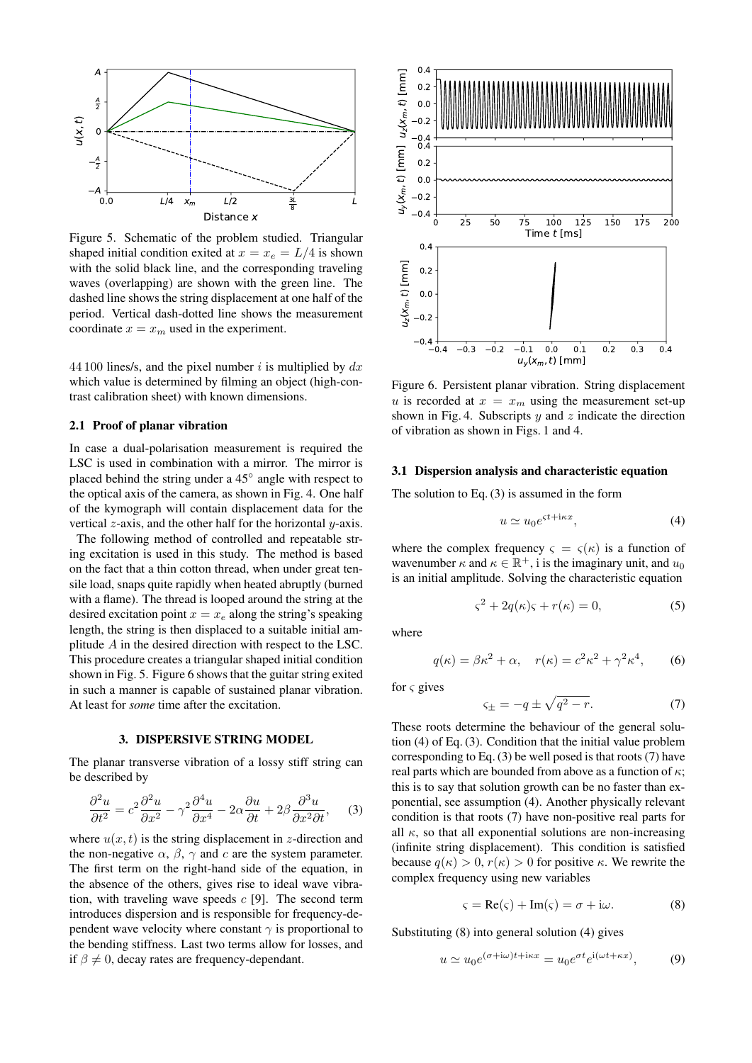Figure 5. Schematic of the problem studied. Triangular shaped initial condition exited at $x = x_e = L/4$ is shown with the solid black line, and the corresponding traveling waves (overlapping) are shown with the green line. The dashed line shows the string displacement at one half of the period. Vertical dash-dotted line shows the measurement coordinate $x = x_m$ used in the experiment.

44 100 lines/s, and the pixel number $i$ is multiplied by $dx$ which value is determined by filming an object (high-contrast calibration sheet) with known dimensions.

### 2.1 Proof of planar vibration

In case a dual-polarisation measurement is required the LSC is used in combination with a mirror. The mirror is placed behind the string under a 45° angle with respect to the optical axis of the camera, as shown in Fig. 4. One half of the kymograph will contain displacement data for the vertical $z$-axis, and the other half for the horizontal $y$-axis.

The following method of controlled and repeatable string excitation is used in this study. The method is based on the fact that a thin cotton thread, when under great tensile load, snaps quite rapidly when heated abruptly (burned with a flame). The thread is looped around the string at the desired excitation point $x = x_e$ along the string's speaking length, the string is then displaced to a suitable initial amplitude $A$ in the desired direction with respect to the LSC. This procedure creates a triangular shaped initial condition shown in Fig. 5. Figure 6 shows that the guitar string exited in such a manner is capable of sustained planar vibration. At least for *some* time after the excitation.

## 3. DISPERSIVE STRING MODEL

The planar transverse vibration of a lossy stiff string can be described by

$$\frac{\partial^2 u}{\partial t^2} = c^2 \frac{\partial^2 u}{\partial x^2} - \gamma^2 \frac{\partial^4 u}{\partial x^4} - 2\alpha \frac{\partial u}{\partial t} + 2\beta \frac{\partial^3 u}{\partial x^2 \partial t}, \quad (3)$$

where $u(x, t)$ is the string displacement in $z$-direction and the non-negative $\alpha$, $\beta$, $\gamma$ and $c$ are the system parameter. The first term on the right-hand side of the equation, in the absence of the others, gives rise to ideal wave vibration, with traveling wave speeds $c$ [9]. The second term introduces dispersion and is responsible for frequency-dependent wave velocity where constant $\gamma$ is proportional to the bending stiffness. Last two terms allow for losses, and if $\beta \neq 0$, decay rates are frequency-dependant.

Figure 6. Persistent planar vibration. String displacement $u$ is recorded at $x = x_m$ using the measurement set-up shown in Fig. 4. Subscripts $y$ and $z$ indicate the direction of vibration as shown in Figs. 1 and 4.

### 3.1 Dispersion analysis and characteristic equation

The solution to Eq. (3) is assumed in the form

$$u \simeq u_0 e^{\varsigma t + \mathrm{i}\kappa x}, \quad (4)$$

where the complex frequency $\varsigma = \varsigma(\kappa)$ is a function of wavenumber $\kappa$ and $\kappa \in \mathbb{R}^+$, i is the imaginary unit, and $u_0$ is an initial amplitude. Solving the characteristic equation

$$\varsigma^2 + 2q(\kappa)\varsigma + r(\kappa) = 0, \quad (5)$$

where

$$q(\kappa) = \beta\kappa^2 + \alpha, \quad r(\kappa) = c^2\kappa^2 + \gamma^2\kappa^4, \quad (6)$$

for $\varsigma$ gives

$$\varsigma_\pm = -q \pm \sqrt{q^2 - r}. \quad (7)$$

These roots determine the behaviour of the general solution (4) of Eq. (3). Condition that the initial value problem corresponding to Eq. (3) be well posed is that roots (7) have real parts which are bounded from above as a function of $\kappa$; this is to say that solution growth can be no faster than exponential, see assumption (4). Another physically relevant condition is that roots (7) have non-positive real parts for all $\kappa$, so that all exponential solutions are non-increasing (infinite string displacement). This condition is satisfied because $q(\kappa) > 0$, $r(\kappa) > 0$ for positive $\kappa$. We rewrite the complex frequency using new variables

$$\varsigma = \mathrm{Re}(\varsigma) + \mathrm{Im}(\varsigma) = \sigma + \mathrm{i}\omega. \quad (8)$$

Substituting (8) into general solution (4) gives

$$u \simeq u_0 e^{(\sigma + \mathrm{i}\omega)t + \mathrm{i}\kappa x} = u_0 e^{\sigma t} e^{\mathrm{i}(\omega t + \kappa x)}, \quad (9)$$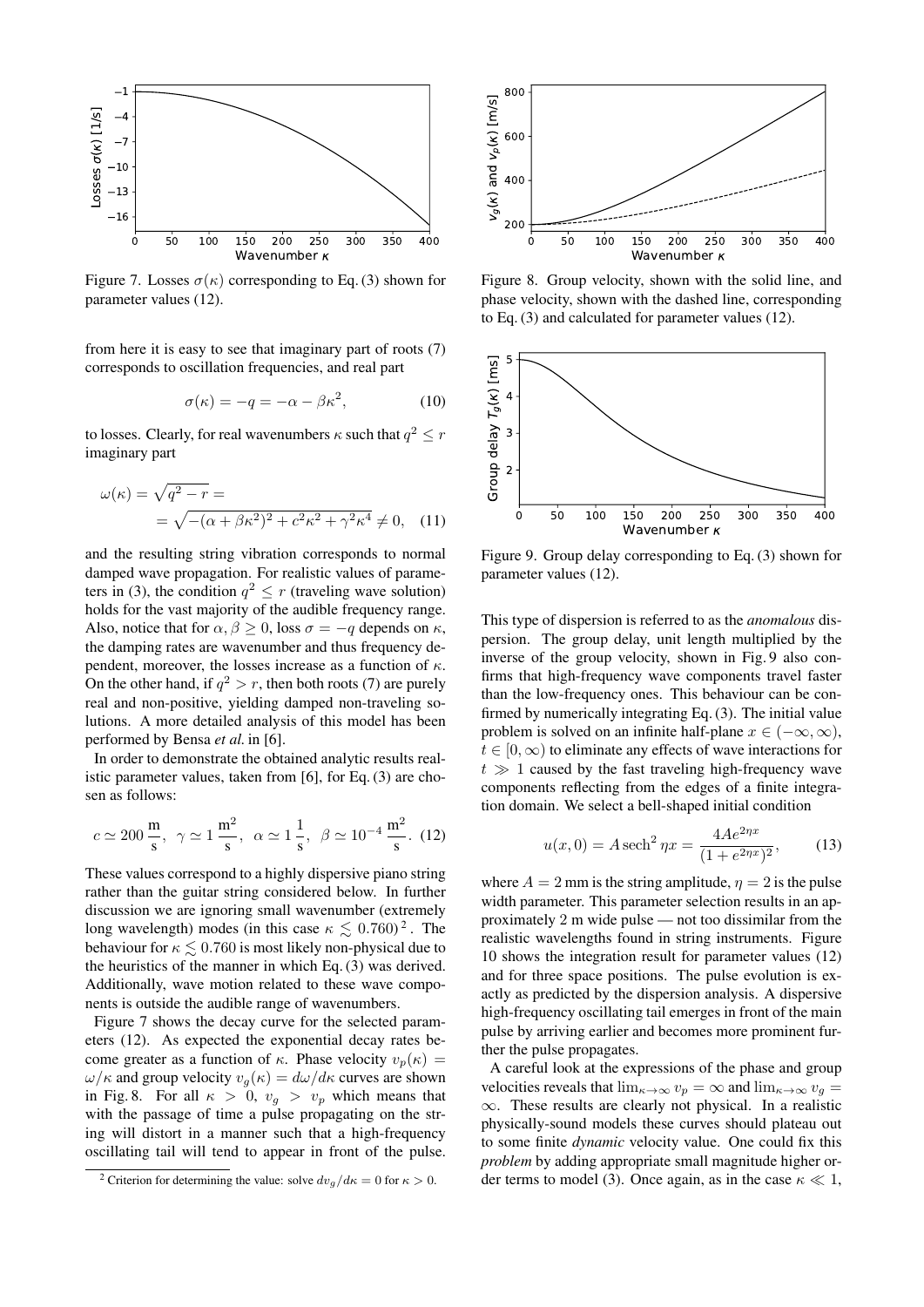Figure 7. Losses $\sigma(\kappa)$ corresponding to Eq. (3) shown for parameter values (12).

from here it is easy to see that imaginary part of roots (7) corresponds to oscillation frequencies, and real part

$$\sigma(\kappa) = -q = -\alpha - \beta\kappa^2, \tag{10}$$

to losses. Clearly, for real wavenumbers $\kappa$ such that $q^2 \leq r$ imaginary part

$$\begin{aligned}\omega(\kappa) &= \sqrt{q^2 - r} = \\ &= \sqrt{-(\alpha + \beta\kappa^2)^2 + c^2\kappa^2 + \gamma^2\kappa^4} \neq 0, \end{aligned} \tag{11}$$

and the resulting string vibration corresponds to normal damped wave propagation. For realistic values of parameters in (3), the condition $q^2 \leq r$ (traveling wave solution) holds for the vast majority of the audible frequency range. Also, notice that for $\alpha, \beta \geq 0$, loss $\sigma = -q$ depends on $\kappa$, the damping rates are wavenumber and thus frequency dependent, moreover, the losses increase as a function of $\kappa$. On the other hand, if $q^2 > r$, then both roots (7) are purely real and non-positive, yielding damped non-traveling solutions. A more detailed analysis of this model has been performed by Bensa *et al.* in [6].

In order to demonstrate the obtained analytic results realistic parameter values, taken from [6], for Eq. (3) are chosen as follows:

$$c \simeq 200\,\frac{\text{m}}{\text{s}},\;\; \gamma \simeq 1\,\frac{\text{m}^2}{\text{s}},\;\; \alpha \simeq 1\,\frac{1}{\text{s}},\;\; \beta \simeq 10^{-4}\,\frac{\text{m}^2}{\text{s}}. \tag{12}$$

These values correspond to a highly dispersive piano string rather than the guitar string considered below. In further discussion we are ignoring small wavenumber (extremely long wavelength) modes (in this case $\kappa \lesssim 0.760$)[2]. The behaviour for $\kappa \lesssim 0.760$ is most likely non-physical due to the heuristics of the manner in which Eq. (3) was derived. Additionally, wave motion related to these wave components is outside the audible range of wavenumbers.

Figure 7 shows the decay curve for the selected parameters (12). As expected the exponential decay rates become greater as a function of $\kappa$. Phase velocity $v_p(\kappa) = \omega/\kappa$ and group velocity $v_g(\kappa) = d\omega/d\kappa$ curves are shown in Fig. 8. For all $\kappa > 0$, $v_g > v_p$ which means that with the passage of time a pulse propagating on the string will distort in a manner such that a high-frequency oscillating tail will tend to appear in front of the pulse.

Figure 8. Group velocity, shown with the solid line, and phase velocity, shown with the dashed line, corresponding to Eq. (3) and calculated for parameter values (12).

Figure 9. Group delay corresponding to Eq. (3) shown for parameter values (12).

This type of dispersion is referred to as the *anomalous* dispersion. The group delay, unit length multiplied by the inverse of the group velocity, shown in Fig. 9 also confirms that high-frequency wave components travel faster than the low-frequency ones. This behaviour can be confirmed by numerically integrating Eq. (3). The initial value problem is solved on an infinite half-plane $x \in (-\infty, \infty)$, $t \in [0, \infty)$ to eliminate any effects of wave interactions for $t \gg 1$ caused by the fast traveling high-frequency wave components reflecting from the edges of a finite integration domain. We select a bell-shaped initial condition

$$u(x, 0) = A\,\text{sech}^2\,\eta x = \frac{4Ae^{2\eta x}}{(1 + e^{2\eta x})^2}, \tag{13}$$

where $A = 2$ mm is the string amplitude, $\eta = 2$ is the pulse width parameter. This parameter selection results in an approximately 2 m wide pulse — not too dissimilar from the realistic wavelengths found in string instruments. Figure 10 shows the integration result for parameter values (12) and for three space positions. The pulse evolution is exactly as predicted by the dispersion analysis. A dispersive high-frequency oscillating tail emerges in front of the main pulse by arriving earlier and becomes more prominent further the pulse propagates.

A careful look at the expressions of the phase and group velocities reveals that $\lim_{\kappa\to\infty} v_p = \infty$ and $\lim_{\kappa\to\infty} v_g = \infty$. These results are clearly not physical. In a realistic physically-sound models these curves should plateau out to some finite *dynamic* velocity value. One could fix this *problem* by adding appropriate small magnitude higher order terms to model (3). Once again, as in the case $\kappa \ll 1$,

[2] Criterion for determining the value: solve $dv_g/d\kappa = 0$ for $\kappa > 0$.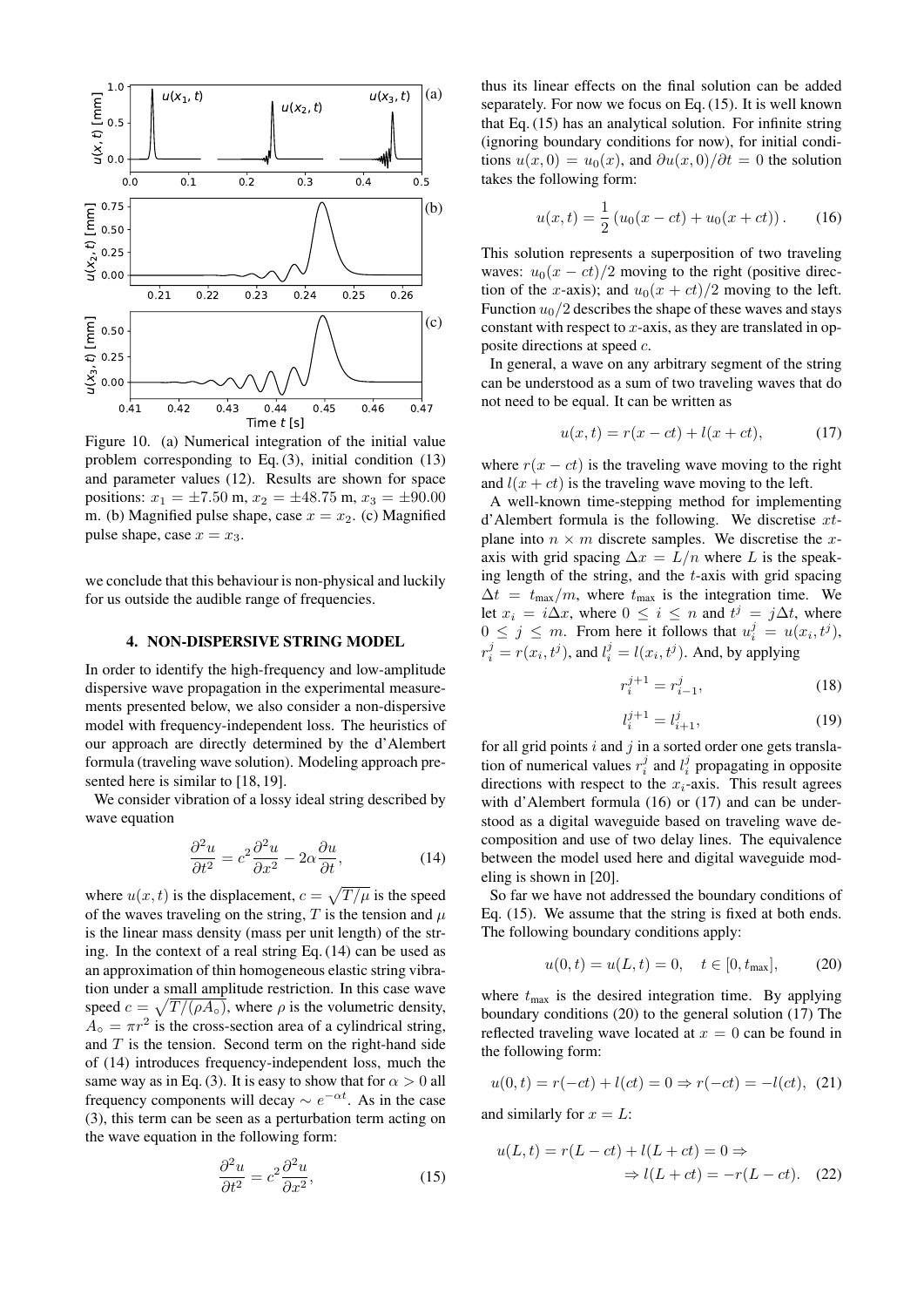Figure 10. (a) Numerical integration of the initial value problem corresponding to Eq. (3), initial condition (13) and parameter values (12). Results are shown for space positions: $x_1 = \pm 7.50$ m, $x_2 = \pm 48.75$ m, $x_3 = \pm 90.00$ m. (b) Magnified pulse shape, case $x = x_2$. (c) Magnified pulse shape, case $x = x_3$.

we conclude that this behaviour is non-physical and luckily for us outside the audible range of frequencies.

## 4. NON-DISPERSIVE STRING MODEL

In order to identify the high-frequency and low-amplitude dispersive wave propagation in the experimental measurements presented below, we also consider a non-dispersive model with frequency-independent loss. The heuristics of our approach are directly determined by the d'Alembert formula (traveling wave solution). Modeling approach presented here is similar to [18, 19].

We consider vibration of a lossy ideal string described by wave equation

$$\frac{\partial^2 u}{\partial t^2} = c^2 \frac{\partial^2 u}{\partial x^2} - 2\alpha \frac{\partial u}{\partial t}, \tag{14}$$

where $u(x,t)$ is the displacement, $c = \sqrt{T/\mu}$ is the speed of the waves traveling on the string, $T$ is the tension and $\mu$ is the linear mass density (mass per unit length) of the string. In the context of a real string Eq. (14) can be used as an approximation of thin homogeneous elastic string vibration under a small amplitude restriction. In this case wave speed $c = \sqrt{T/(\rho A_\circ)}$, where $\rho$ is the volumetric density, $A_\circ = \pi r^2$ is the cross-section area of a cylindrical string, and $T$ is the tension. Second term on the right-hand side of (14) introduces frequency-independent loss, much the same way as in Eq. (3). It is easy to show that for $\alpha > 0$ all frequency components will decay $\sim e^{-\alpha t}$. As in the case (3), this term can be seen as a perturbation term acting on the wave equation in the following form:

$$\frac{\partial^2 u}{\partial t^2} = c^2 \frac{\partial^2 u}{\partial x^2}, \tag{15}$$

thus its linear effects on the final solution can be added separately. For now we focus on Eq. (15). It is well known that Eq. (15) has an analytical solution. For infinite string (ignoring boundary conditions for now), for initial conditions $u(x, 0) = u_0(x)$, and $\partial u(x, 0)/\partial t = 0$ the solution takes the following form:

$$u(x,t) = \frac{1}{2}\left(u_0(x - ct) + u_0(x + ct)\right). \tag{16}$$

This solution represents a superposition of two traveling waves: $u_0(x - ct)/2$ moving to the right (positive direction of the $x$-axis); and $u_0(x + ct)/2$ moving to the left. Function $u_0/2$ describes the shape of these waves and stays constant with respect to $x$-axis, as they are translated in opposite directions at speed $c$.

In general, a wave on any arbitrary segment of the string can be understood as a sum of two traveling waves that do not need to be equal. It can be written as

$$u(x,t) = r(x - ct) + l(x + ct), \tag{17}$$

where $r(x - ct)$ is the traveling wave moving to the right and $l(x + ct)$ is the traveling wave moving to the left.

A well-known time-stepping method for implementing d'Alembert formula is the following. We discretise $xt$-plane into $n \times m$ discrete samples. We discretise the $x$-axis with grid spacing $\Delta x = L/n$ where $L$ is the speaking length of the string, and the $t$-axis with grid spacing $\Delta t = t_{\max}/m$, where $t_{\max}$ is the integration time. We let $x_i = i\Delta x$, where $0 \le i \le n$ and $t^j = j\Delta t$, where $0 \le j \le m$. From here it follows that $u_i^j = u(x_i, t^j)$, $r_i^j = r(x_i, t^j)$, and $l_i^j = l(x_i, t^j)$. And, by applying

$$r_i^{j+1} = r_{i-1}^j, \tag{18}$$

$$l_i^{j+1} = l_{i+1}^j, \tag{19}$$

for all grid points $i$ and $j$ in a sorted order one gets translation of numerical values $r_i^j$ and $l_i^j$ propagating in opposite directions with respect to the $x_i$-axis. This result agrees with d'Alembert formula (16) or (17) and can be understood as a digital waveguide based on traveling wave decomposition and use of two delay lines. The equivalence between the model used here and digital waveguide modeling is shown in [20].

So far we have not addressed the boundary conditions of Eq. (15). We assume that the string is fixed at both ends. The following boundary conditions apply:

$$u(0,t) = u(L,t) = 0, \quad t \in [0, t_{\max}], \tag{20}$$

where $t_{\max}$ is the desired integration time. By applying boundary conditions (20) to the general solution (17) The reflected traveling wave located at $x = 0$ can be found in the following form:

$$u(0,t) = r(-ct) + l(ct) = 0 \Rightarrow r(-ct) = -l(ct), \tag{21}$$

and similarly for $x = L$:

$$\begin{aligned} u(L,t) = r(L - ct) + l(L + ct) = 0 \Rightarrow \\ \Rightarrow l(L + ct) = -r(L - ct). \end{aligned} \tag{22}$$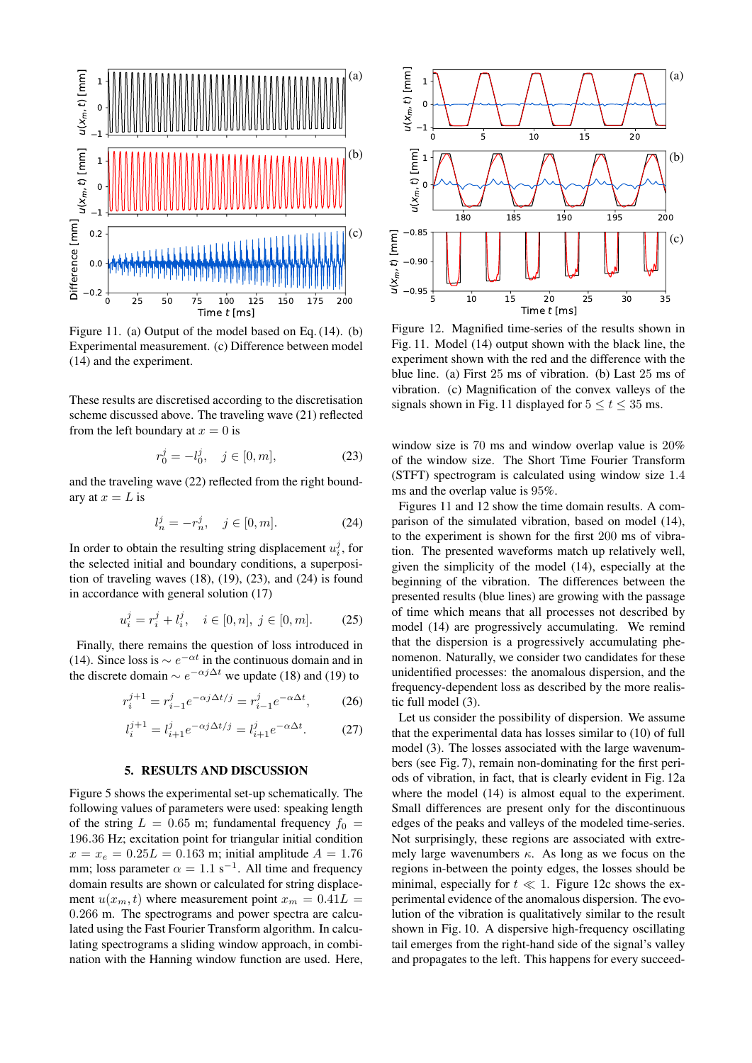Figure 11. (a) Output of the model based on Eq. (14). (b) Experimental measurement. (c) Difference between model (14) and the experiment.

These results are discretised according to the discretisation scheme discussed above. The traveling wave (21) reflected from the left boundary at $x = 0$ is

$$r_0^j = -l_0^j, \quad j \in [0, m], \tag{23}$$

and the traveling wave (22) reflected from the right boundary at $x = L$ is

$$l_n^j = -r_n^j, \quad j \in [0, m]. \tag{24}$$

In order to obtain the resulting string displacement $u_i^j$, for the selected initial and boundary conditions, a superposition of traveling waves (18), (19), (23), and (24) is found in accordance with general solution (17)

$$u_i^j = r_i^j + l_i^j, \quad i \in [0, n], \ j \in [0, m]. \tag{25}$$

Finally, there remains the question of loss introduced in (14). Since loss is $\sim e^{-\alpha t}$ in the continuous domain and in the discrete domain $\sim e^{-\alpha j \Delta t}$ we update (18) and (19) to

$$r_i^{j+1} = r_{i-1}^j e^{-\alpha j \Delta t / j} = r_{i-1}^j e^{-\alpha \Delta t}, \tag{26}$$

$$l_i^{j+1} = l_{i+1}^j e^{-\alpha j \Delta t / j} = l_{i+1}^j e^{-\alpha \Delta t}. \tag{27}$$

## 5. RESULTS AND DISCUSSION

Figure 5 shows the experimental set-up schematically. The following values of parameters were used: speaking length of the string $L = 0.65$ m; fundamental frequency $f_0 = 196.36$ Hz; excitation point for triangular initial condition $x = x_e = 0.25L = 0.163$ m; initial amplitude $A = 1.76$ mm; loss parameter $\alpha = 1.1$ s$^{-1}$. All time and frequency domain results are shown or calculated for string displacement $u(x_m, t)$ where measurement point $x_m = 0.41L = 0.266$ m. The spectrograms and power spectra are calculated using the Fast Fourier Transform algorithm. In calculating spectrograms a sliding window approach, in combination with the Hanning window function are used. Here,

Figure 12. Magnified time-series of the results shown in Fig. 11. Model (14) output shown with the black line, the experiment shown with the red and the difference with the blue line. (a) First 25 ms of vibration. (b) Last 25 ms of vibration. (c) Magnification of the convex valleys of the signals shown in Fig. 11 displayed for $5 \leq t \leq 35$ ms.

window size is 70 ms and window overlap value is 20% of the window size. The Short Time Fourier Transform (STFT) spectrogram is calculated using window size 1.4 ms and the overlap value is 95%.

Figures 11 and 12 show the time domain results. A comparison of the simulated vibration, based on model (14), to the experiment is shown for the first 200 ms of vibration. The presented waveforms match up relatively well, given the simplicity of the model (14), especially at the beginning of the vibration. The differences between the presented results (blue lines) are growing with the passage of time which means that all processes not described by model (14) are progressively accumulating. We remind that the dispersion is a progressively accumulating phenomenon. Naturally, we consider two candidates for these unidentified processes: the anomalous dispersion, and the frequency-dependent loss as described by the more realistic full model (3).

Let us consider the possibility of dispersion. We assume that the experimental data has losses similar to (10) of full model (3). The losses associated with the large wavenumbers (see Fig. 7), remain non-dominating for the first periods of vibration, in fact, that is clearly evident in Fig. 12a where the model (14) is almost equal to the experiment. Small differences are present only for the discontinuous edges of the peaks and valleys of the modeled time-series. Not surprisingly, these regions are associated with extremely large wavenumbers $\kappa$. As long as we focus on the regions in-between the pointy edges, the losses should be minimal, especially for $t \ll 1$. Figure 12c shows the experimental evidence of the anomalous dispersion. The evolution of the vibration is qualitatively similar to the result shown in Fig. 10. A dispersive high-frequency oscillating tail emerges from the right-hand side of the signal's valley and propagates to the left. This happens for every succeed-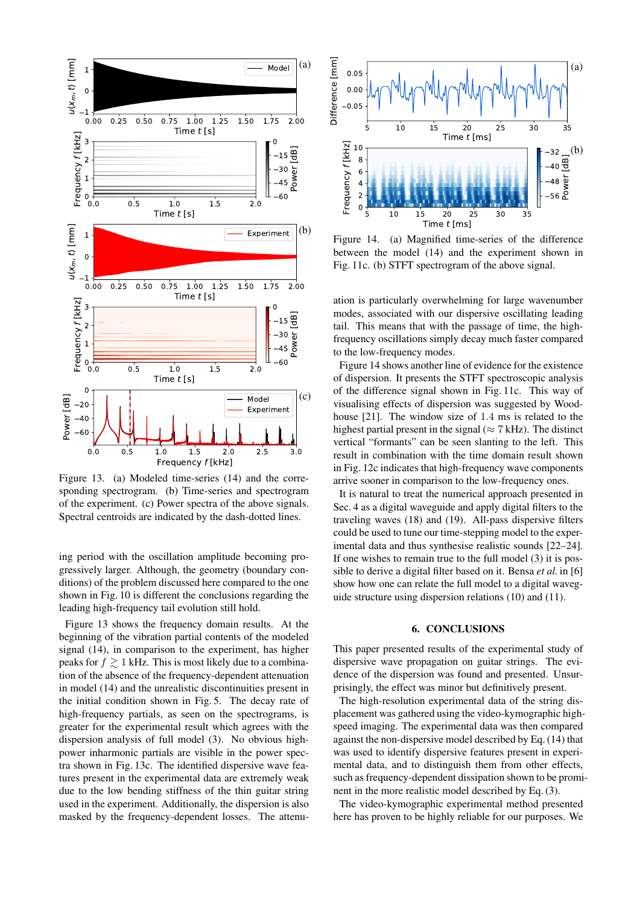Figure 13. (a) Modeled time-series (14) and the corresponding spectrogram. (b) Time-series and spectrogram of the experiment. (c) Power spectra of the above signals. Spectral centroids are indicated by the dash-dotted lines.

ing period with the oscillation amplitude becoming progressively larger. Although, the geometry (boundary conditions) of the problem discussed here compared to the one shown in Fig. 10 is different the conclusions regarding the leading high-frequency tail evolution still hold.

Figure 13 shows the frequency domain results. At the beginning of the vibration partial contents of the modeled signal (14), in comparison to the experiment, has higher peaks for $f \gtrsim 1$ kHz. This is most likely due to a combination of the absence of the frequency-dependent attenuation in model (14) and the unrealistic discontinuities present in the initial condition shown in Fig. 5. The decay rate of high-frequency partials, as seen on the spectrograms, is greater for the experimental result which agrees with the dispersion analysis of full model (3). No obvious high-power inharmonic partials are visible in the power spectra shown in Fig. 13c. The identified dispersive wave features present in the experimental data are extremely weak due to the low bending stiffness of the thin guitar string used in the experiment. Additionally, the dispersion is also masked by the frequency-dependent losses. The attenuation is particularly overwhelming for large wavenumber modes, associated with our dispersive oscillating leading tail. This means that with the passage of time, the high-frequency oscillations simply decay much faster compared to the low-frequency modes.

Figure 14. (a) Magnified time-series of the difference between the model (14) and the experiment shown in Fig. 11c. (b) STFT spectrogram of the above signal.

Figure 14 shows another line of evidence for the existence of dispersion. It presents the STFT spectroscopic analysis of the difference signal shown in Fig. 11c. This way of visualising effects of dispersion was suggested by Woodhouse [21]. The window size of 1.4 ms is related to the highest partial present in the signal ($\approx 7$ kHz). The distinct vertical "formants" can be seen slanting to the left. This result in combination with the time domain result shown in Fig. 12c indicates that high-frequency wave components arrive sooner in comparison to the low-frequency ones.

It is natural to treat the numerical approach presented in Sec. 4 as a digital waveguide and apply digital filters to the traveling waves (18) and (19). All-pass dispersive filters could be used to tune our time-stepping model to the experimental data and thus synthesise realistic sounds [22–24]. If one wishes to remain true to the full model (3) it is possible to derive a digital filter based on it. Bensa *et al.* in [6] show how one can relate the full model to a digital waveguide structure using dispersion relations (10) and (11).

## 6. CONCLUSIONS

This paper presented results of the experimental study of dispersive wave propagation on guitar strings. The evidence of the dispersion was found and presented. Unsurprisingly, the effect was minor but definitively present.

The high-resolution experimental data of the string displacement was gathered using the video-kymographic high-speed imaging. The experimental data was then compared against the non-dispersive model described by Eq. (14) that was used to identify dispersive features present in experimental data, and to distinguish them from other effects, such as frequency-dependent dissipation shown to be prominent in the more realistic model described by Eq. (3).

The video-kymographic experimental method presented here has proven to be highly reliable for our purposes. We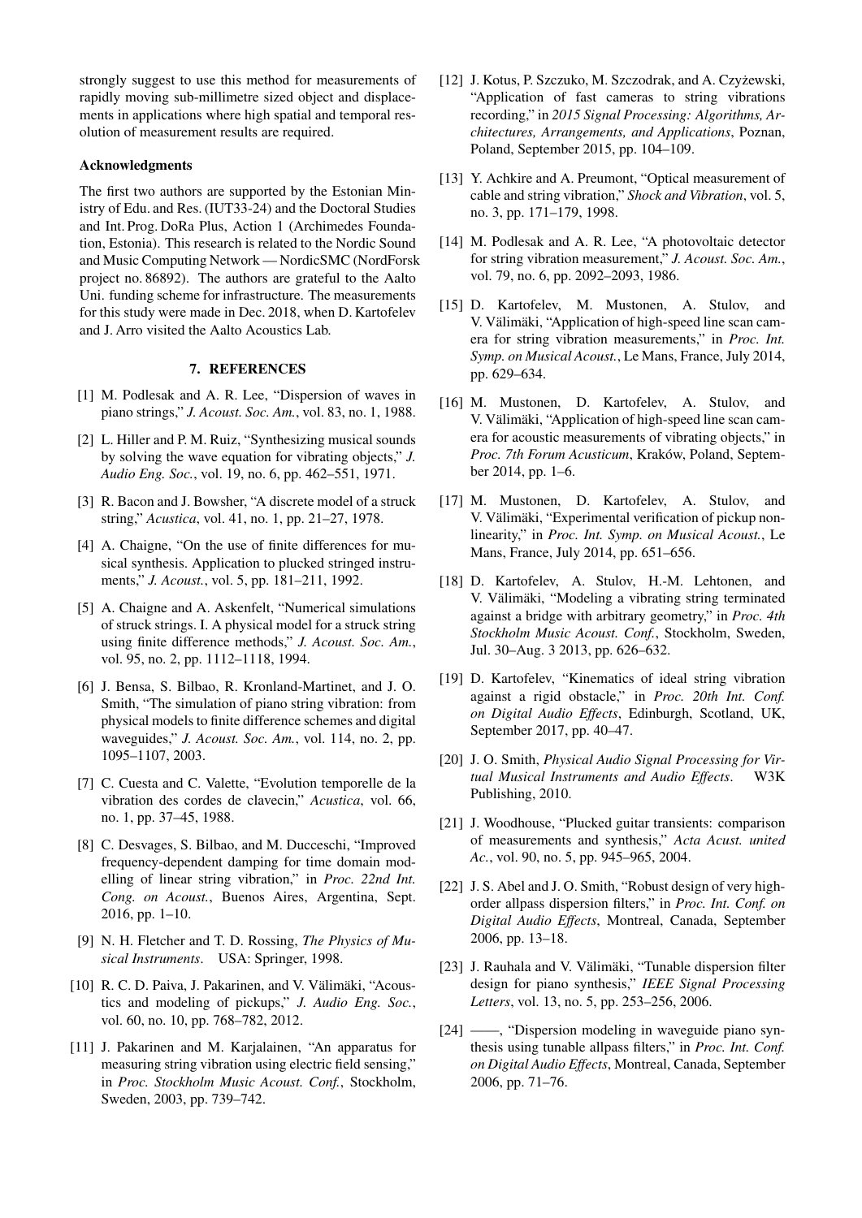strongly suggest to use this method for measurements of rapidly moving sub-millimetre sized object and displacements in applications where high spatial and temporal resolution of measurement results are required.

### Acknowledgments

The first two authors are supported by the Estonian Ministry of Edu. and Res. (IUT33-24) and the Doctoral Studies and Int. Prog. DoRa Plus, Action 1 (Archimedes Foundation, Estonia). This research is related to the Nordic Sound and Music Computing Network — NordicSMC (NordForsk project no. 86892). The authors are grateful to the Aalto Uni. funding scheme for infrastructure. The measurements for this study were made in Dec. 2018, when D. Kartofelev and J. Arro visited the Aalto Acoustics Lab.

## 7. REFERENCES

[1] M. Podlesak and A. R. Lee, "Dispersion of waves in piano strings," *J. Acoust. Soc. Am.*, vol. 83, no. 1, 1988.

[2] L. Hiller and P. M. Ruiz, "Synthesizing musical sounds by solving the wave equation for vibrating objects," *J. Audio Eng. Soc.*, vol. 19, no. 6, pp. 462–551, 1971.

[3] R. Bacon and J. Bowsher, "A discrete model of a struck string," *Acustica*, vol. 41, no. 1, pp. 21–27, 1978.

[4] A. Chaigne, "On the use of finite differences for musical synthesis. Application to plucked stringed instruments," *J. Acoust.*, vol. 5, pp. 181–211, 1992.

[5] A. Chaigne and A. Askenfelt, "Numerical simulations of struck strings. I. A physical model for a struck string using finite difference methods," *J. Acoust. Soc. Am.*, vol. 95, no. 2, pp. 1112–1118, 1994.

[6] J. Bensa, S. Bilbao, R. Kronland-Martinet, and J. O. Smith, "The simulation of piano string vibration: from physical models to finite difference schemes and digital waveguides," *J. Acoust. Soc. Am.*, vol. 114, no. 2, pp. 1095–1107, 2003.

[7] C. Cuesta and C. Valette, "Evolution temporelle de la vibration des cordes de clavecin," *Acustica*, vol. 66, no. 1, pp. 37–45, 1988.

[8] C. Desvages, S. Bilbao, and M. Ducceschi, "Improved frequency-dependent damping for time domain modelling of linear string vibration," in *Proc. 22nd Int. Cong. on Acoust.*, Buenos Aires, Argentina, Sept. 2016, pp. 1–10.

[9] N. H. Fletcher and T. D. Rossing, *The Physics of Musical Instruments*. USA: Springer, 1998.

[10] R. C. D. Paiva, J. Pakarinen, and V. Välimäki, "Acoustics and modeling of pickups," *J. Audio Eng. Soc.*, vol. 60, no. 10, pp. 768–782, 2012.

[11] J. Pakarinen and M. Karjalainen, "An apparatus for measuring string vibration using electric field sensing," in *Proc. Stockholm Music Acoust. Conf.*, Stockholm, Sweden, 2003, pp. 739–742.

[12] J. Kotus, P. Szczuko, M. Szczodrak, and A. Czyżewski, "Application of fast cameras to string vibrations recording," in *2015 Signal Processing: Algorithms, Architectures, Arrangements, and Applications*, Poznan, Poland, September 2015, pp. 104–109.

[13] Y. Achkire and A. Preumont, "Optical measurement of cable and string vibration," *Shock and Vibration*, vol. 5, no. 3, pp. 171–179, 1998.

[14] M. Podlesak and A. R. Lee, "A photovoltaic detector for string vibration measurement," *J. Acoust. Soc. Am.*, vol. 79, no. 6, pp. 2092–2093, 1986.

[15] D. Kartofelev, M. Mustonen, A. Stulov, and V. Välimäki, "Application of high-speed line scan camera for string vibration measurements," in *Proc. Int. Symp. on Musical Acoust.*, Le Mans, France, July 2014, pp. 629–634.

[16] M. Mustonen, D. Kartofelev, A. Stulov, and V. Välimäki, "Application of high-speed line scan camera for acoustic measurements of vibrating objects," in *Proc. 7th Forum Acusticum*, Kraków, Poland, September 2014, pp. 1–6.

[17] M. Mustonen, D. Kartofelev, A. Stulov, and V. Välimäki, "Experimental verification of pickup nonlinearity," in *Proc. Int. Symp. on Musical Acoust.*, Le Mans, France, July 2014, pp. 651–656.

[18] D. Kartofelev, A. Stulov, H.-M. Lehtonen, and V. Välimäki, "Modeling a vibrating string terminated against a bridge with arbitrary geometry," in *Proc. 4th Stockholm Music Acoust. Conf.*, Stockholm, Sweden, Jul. 30–Aug. 3 2013, pp. 626–632.

[19] D. Kartofelev, "Kinematics of ideal string vibration against a rigid obstacle," in *Proc. 20th Int. Conf. on Digital Audio Effects*, Edinburgh, Scotland, UK, September 2017, pp. 40–47.

[20] J. O. Smith, *Physical Audio Signal Processing for Virtual Musical Instruments and Audio Effects*. W3K Publishing, 2010.

[21] J. Woodhouse, "Plucked guitar transients: comparison of measurements and synthesis," *Acta Acust. united Ac.*, vol. 90, no. 5, pp. 945–965, 2004.

[22] J. S. Abel and J. O. Smith, "Robust design of very high-order allpass dispersion filters," in *Proc. Int. Conf. on Digital Audio Effects*, Montreal, Canada, September 2006, pp. 13–18.

[23] J. Rauhala and V. Välimäki, "Tunable dispersion filter design for piano synthesis," *IEEE Signal Processing Letters*, vol. 13, no. 5, pp. 253–256, 2006.

[24] ——, "Dispersion modeling in waveguide piano synthesis using tunable allpass filters," in *Proc. Int. Conf. on Digital Audio Effects*, Montreal, Canada, September 2006, pp. 71–76.